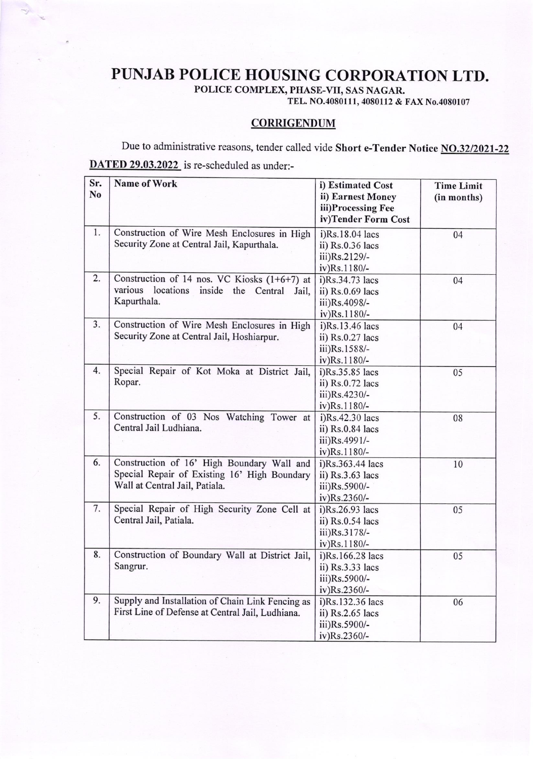# PUNJAB POLICE HOUSING CORPORATION LTD.

**POLICE COMPLEX, PHASE-VII, SAS NAGAR.**

**TEL. NO.4080111, 4080112 & FAX No.4080107**

## CORRIGENDUM

Due to administrative reasons, tender called vide **Short e-Tender Notice NO.32/2021-22 DATED 29.03.2022** is re-scheduled as under:-

| Sr. No | Name of Work | i) Estimated Cost<br>ii) Earnest Money<br>iii)Processing Fee<br>iv)Tender Form Cost | Time Limit (in months) |
|---|---|---|---|
| 1. | Construction of Wire Mesh Enclosures in High Security Zone at Central Jail, Kapurthala. | i)Rs.18.04 lacs<br>ii) Rs.0.36 lacs<br>iii)Rs.2129/-<br>iv)Rs.1180/- | 04 |
| 2. | Construction of 14 nos. VC Kiosks (1+6+7) at various locations inside the Central Jail, Kapurthala. | i)Rs.34.73 lacs<br>ii) Rs.0.69 lacs<br>iii)Rs.4098/-<br>iv)Rs.1180/- | 04 |
| 3. | Construction of Wire Mesh Enclosures in High Security Zone at Central Jail, Hoshiarpur. | i)Rs.13.46 lacs<br>ii) Rs.0.27 lacs<br>iii)Rs.1588/-<br>iv)Rs.1180/- | 04 |
| 4. | Special Repair of Kot Moka at District Jail, Ropar. | i)Rs.35.85 lacs<br>ii) Rs.0.72 lacs<br>iii)Rs.4230/-<br>iv)Rs.1180/- | 05 |
| 5. | Construction of 03 Nos Watching Tower at Central Jail Ludhiana. | i)Rs.42.30 lacs<br>ii) Rs.0.84 lacs<br>iii)Rs.4991/-<br>iv)Rs.1180/- | 08 |
| 6. | Construction of 16' High Boundary Wall and Special Repair of Existing 16' High Boundary Wall at Central Jail, Patiala. | i)Rs.363.44 lacs<br>ii) Rs.3.63 lacs<br>iii)Rs.5900/-<br>iv)Rs.2360/- | 10 |
| 7. | Special Repair of High Security Zone Cell at Central Jail, Patiala. | i)Rs.26.93 lacs<br>ii) Rs.0.54 lacs<br>iii)Rs.3178/-<br>iv)Rs.1180/- | 05 |
| 8. | Construction of Boundary Wall at District Jail, Sangrur. | i)Rs.166.28 lacs<br>ii) Rs.3.33 lacs<br>iii)Rs.5900/-<br>iv)Rs.2360/- | 05 |
| 9. | Supply and Installation of Chain Link Fencing as First Line of Defense at Central Jail, Ludhiana. | i)Rs.132.36 lacs<br>ii) Rs.2.65 lacs<br>iii)Rs.5900/-<br>iv)Rs.2360/- | 06 |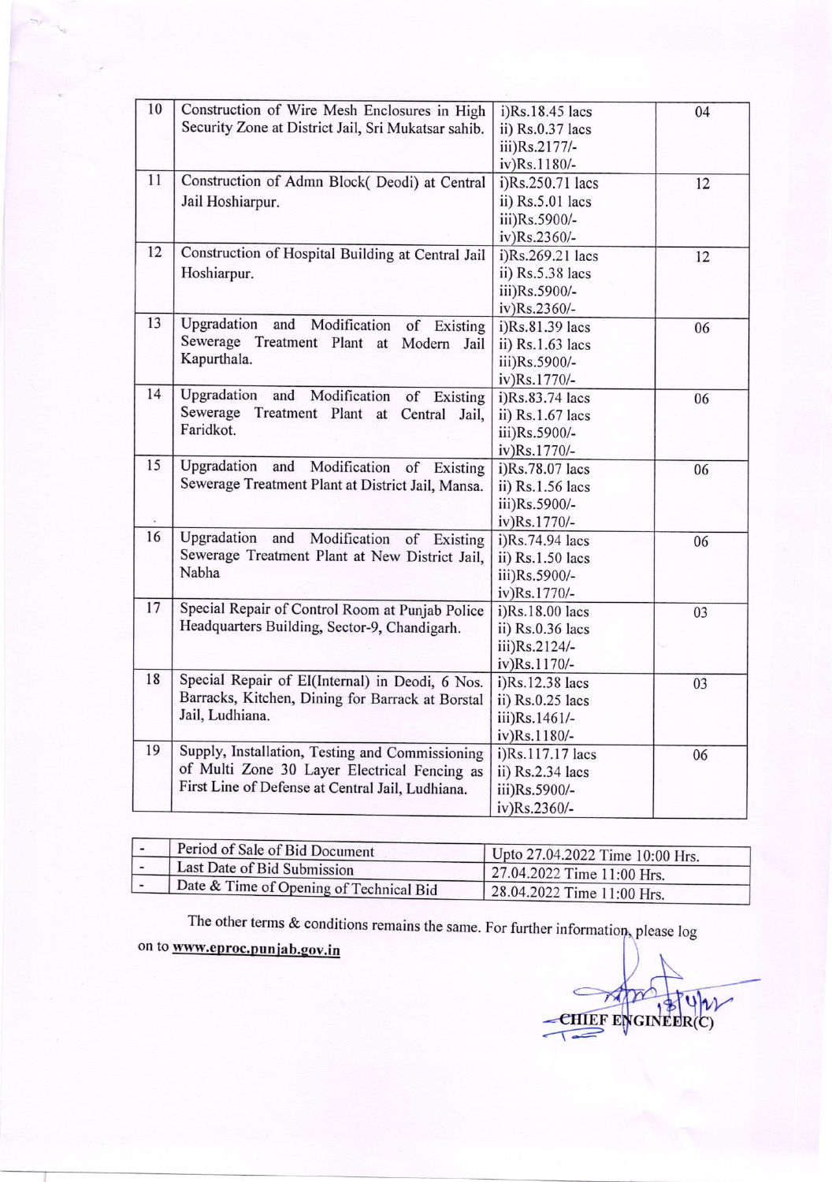| | | | |
|---|---|---|---|
| 10 | Construction of Wire Mesh Enclosures in High Security Zone at District Jail, Sri Mukatsar sahib. | i)Rs.18.45 lacs<br>ii) Rs.0.37 lacs<br>iii)Rs.2177/-<br>iv)Rs.1180/- | 04 |
| 11 | Construction of Admn Block( Deodi) at Central Jail Hoshiarpur. | i)Rs.250.71 lacs<br>ii) Rs.5.01 lacs<br>iii)Rs.5900/-<br>iv)Rs.2360/- | 12 |
| 12 | Construction of Hospital Building at Central Jail Hoshiarpur. | i)Rs.269.21 lacs<br>ii) Rs.5.38 lacs<br>iii)Rs.5900/-<br>iv)Rs.2360/- | 12 |
| 13 | Upgradation and Modification of Existing Sewerage Treatment Plant at Modern Jail Kapurthala. | i)Rs.81.39 lacs<br>ii) Rs.1.63 lacs<br>iii)Rs.5900/-<br>iv)Rs.1770/- | 06 |
| 14 | Upgradation and Modification of Existing Sewerage Treatment Plant at Central Jail, Faridkot. | i)Rs.83.74 lacs<br>ii) Rs.1.67 lacs<br>iii)Rs.5900/-<br>iv)Rs.1770/- | 06 |
| 15 | Upgradation and Modification of Existing Sewerage Treatment Plant at District Jail, Mansa. | i)Rs.78.07 lacs<br>ii) Rs.1.56 lacs<br>iii)Rs.5900/-<br>iv)Rs.1770/- | 06 |
| 16 | Upgradation and Modification of Existing Sewerage Treatment Plant at New District Jail, Nabha | i)Rs.74.94 lacs<br>ii) Rs.1.50 lacs<br>iii)Rs.5900/-<br>iv)Rs.1770/- | 06 |
| 17 | Special Repair of Control Room at Punjab Police Headquarters Building, Sector-9, Chandigarh. | i)Rs.18.00 lacs<br>ii) Rs.0.36 lacs<br>iii)Rs.2124/-<br>iv)Rs.1170/- | 03 |
| 18 | Special Repair of EI(Internal) in Deodi, 6 Nos. Barracks, Kitchen, Dining for Barrack at Borstal Jail, Ludhiana. | i)Rs.12.38 lacs<br>ii) Rs.0.25 lacs<br>iii)Rs.1461/-<br>iv)Rs.1180/- | 03 |
| 19 | Supply, Installation, Testing and Commissioning of Multi Zone 30 Layer Electrical Fencing as First Line of Defense at Central Jail, Ludhiana. | i)Rs.117.17 lacs<br>ii) Rs.2.34 lacs<br>iii)Rs.5900/-<br>iv)Rs.2360/- | 06 |

| | | |
|---|---|---|
| - | Period of Sale of Bid Document | Upto 27.04.2022 Time 10:00 Hrs. |
| - | Last Date of Bid Submission | 27.04.2022 Time 11:00 Hrs. |
| - | Date & Time of Opening of Technical Bid | 28.04.2022 Time 11:00 Hrs. |

The other terms & conditions remains the same. For further information, please log on to **www.eproc.punjab.gov.in**

18/4/22

CHIEF ENGINEER(C)